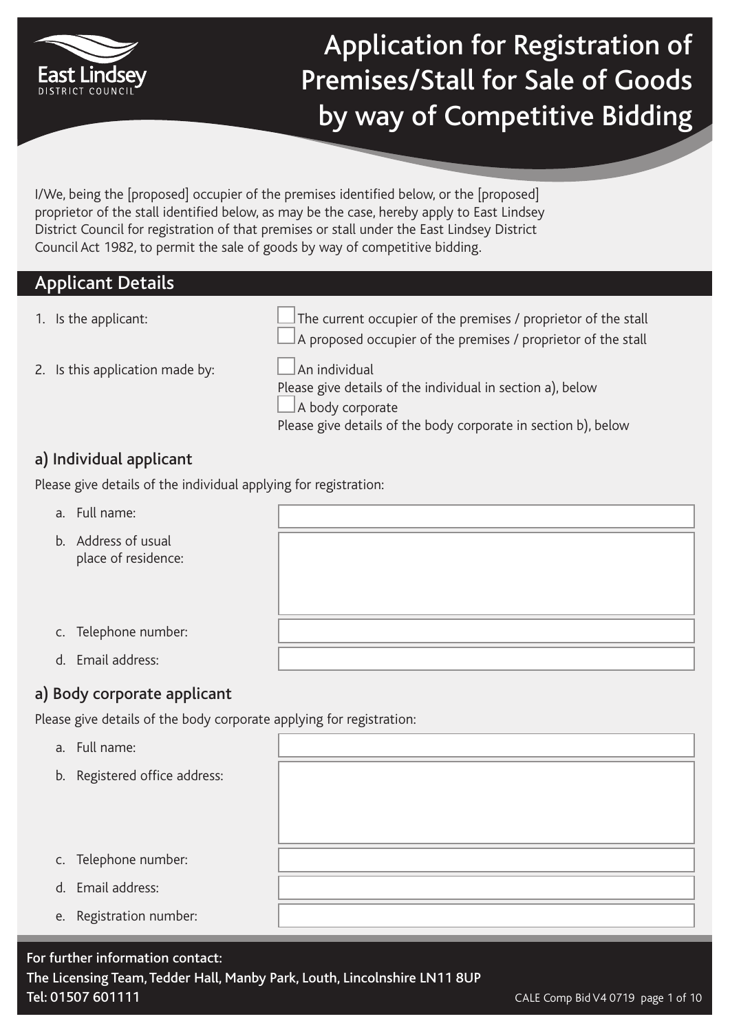East Lindsey
DISTRICT COUNCIL

# Application for Registration of Premises/Stall for Sale of Goods by way of Competitive Bidding

I/We, being the [proposed] occupier of the premises identified below, or the [proposed] proprietor of the stall identified below, as may be the case, hereby apply to East Lindsey District Council for registration of that premises or stall under the East Lindsey District Council Act 1982, to permit the sale of goods by way of competitive bidding.

## Applicant Details

1. Is the applicant:
   - ☐ The current occupier of the premises / proprietor of the stall
   - ☐ A proposed occupier of the premises / proprietor of the stall

2. Is this application made by:
   - ☐ An individual
     Please give details of the individual in section a), below
   - ☐ A body corporate
     Please give details of the body corporate in section b), below

### a) Individual applicant

Please give details of the individual applying for registration:

a. Full name:

b. Address of usual place of residence:

c. Telephone number:

d. Email address:

### a) Body corporate applicant

Please give details of the body corporate applying for registration:

a. Full name:

b. Registered office address:

c. Telephone number:

d. Email address:

e. Registration number:

**For further information contact:**
**The Licensing Team, Tedder Hall, Manby Park, Louth, Lincolnshire LN11 8UP**
**Tel: 01507 601111**

CALE Comp Bid V4 0719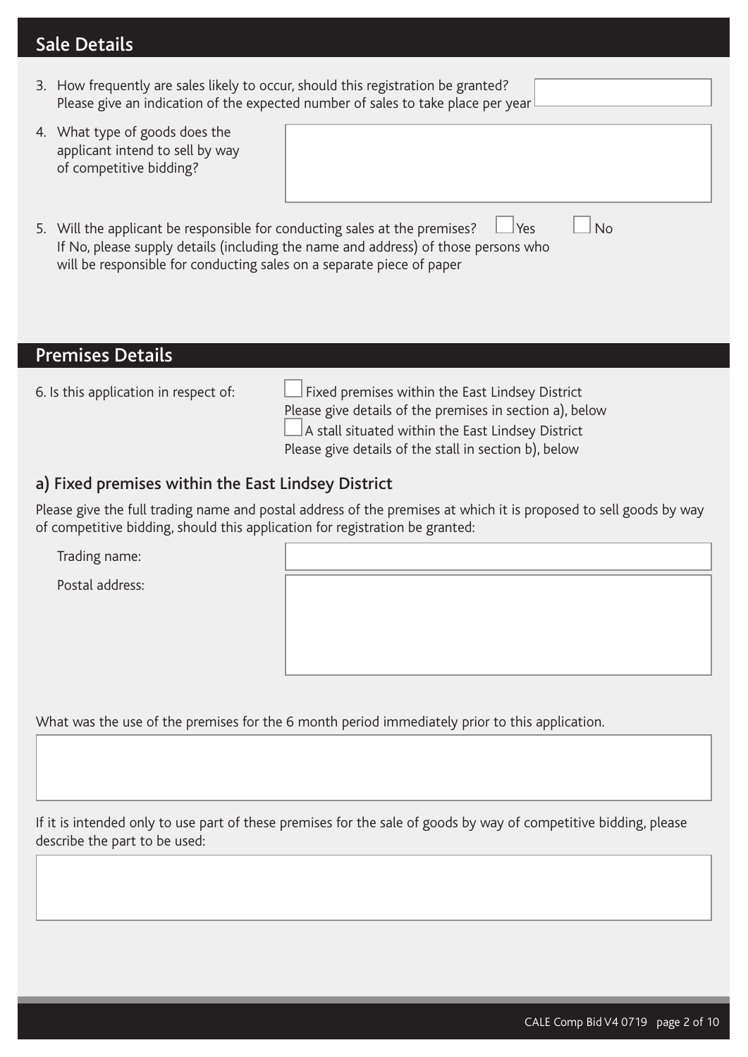## Sale Details

3. How frequently are sales likely to occur, should this registration be granted? Please give an indication of the expected number of sales to take place per year

4. What type of goods does the applicant intend to sell by way of competitive bidding?

5. Will the applicant be responsible for conducting sales at the premises? ☐ Yes ☐ No
   If No, please supply details (including the name and address) of those persons who will be responsible for conducting sales on a separate piece of paper

## Premises Details

6. Is this application in respect of:

☐ Fixed premises within the East Lindsey District
Please give details of the premises in section a), below

☐ A stall situated within the East Lindsey District
Please give details of the stall in section b), below

### a) Fixed premises within the East Lindsey District

Please give the full trading name and postal address of the premises at which it is proposed to sell goods by way of competitive bidding, should this application for registration be granted:

Trading name:

Postal address:

What was the use of the premises for the 6 month period immediately prior to this application.

If it is intended only to use part of these premises for the sale of goods by way of competitive bidding, please describe the part to be used: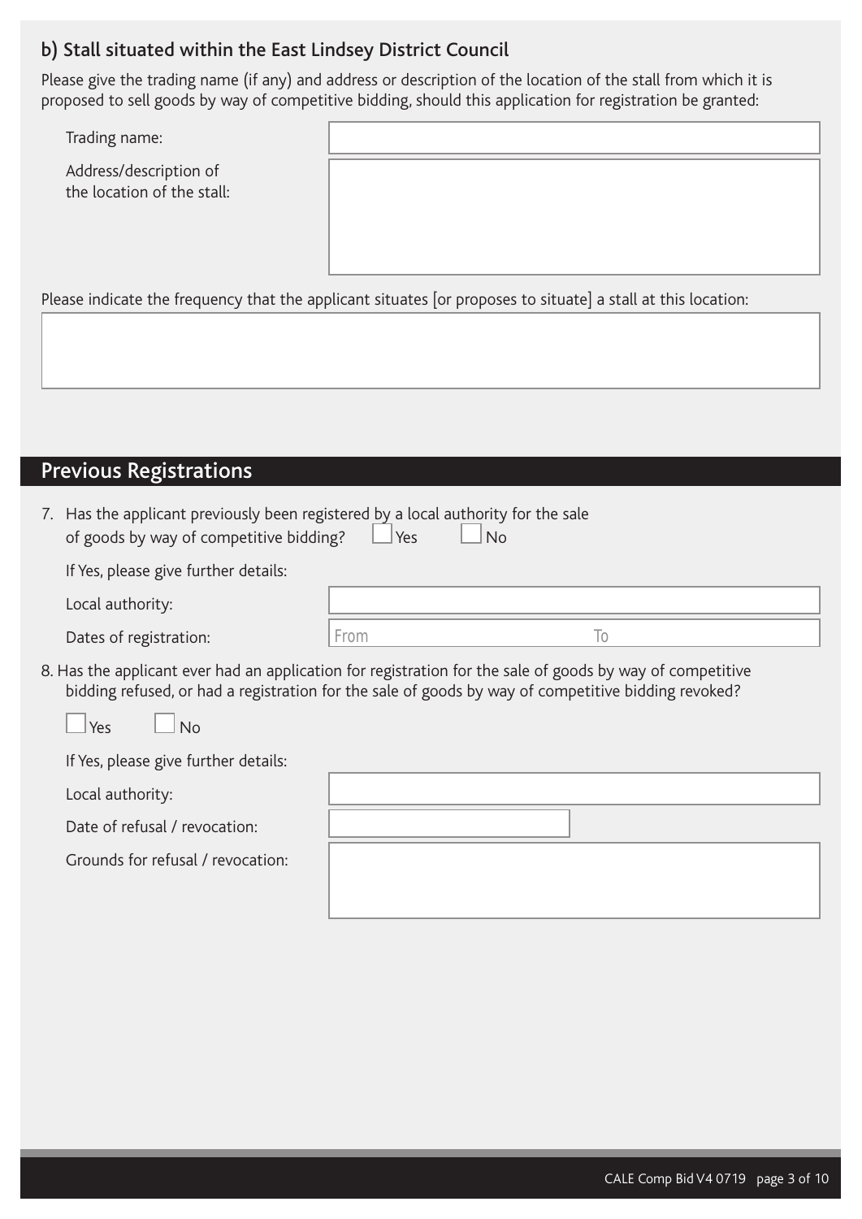### b) Stall situated within the East Lindsey District Council

Please give the trading name (if any) and address or description of the location of the stall from which it is proposed to sell goods by way of competitive bidding, should this application for registration be granted:

Trading name:

Address/description of the location of the stall:

Please indicate the frequency that the applicant situates [or proposes to situate] a stall at this location:

## Previous Registrations

7. Has the applicant previously been registered by a local authority for the sale of goods by way of competitive bidding? ☐ Yes ☐ No

   If Yes, please give further details:

   Local authority:

   Dates of registration: From To

8. Has the applicant ever had an application for registration for the sale of goods by way of competitive bidding refused, or had a registration for the sale of goods by way of competitive bidding revoked?

   ☐ Yes ☐ No

   If Yes, please give further details:

   Local authority:

   Date of refusal / revocation:

   Grounds for refusal / revocation: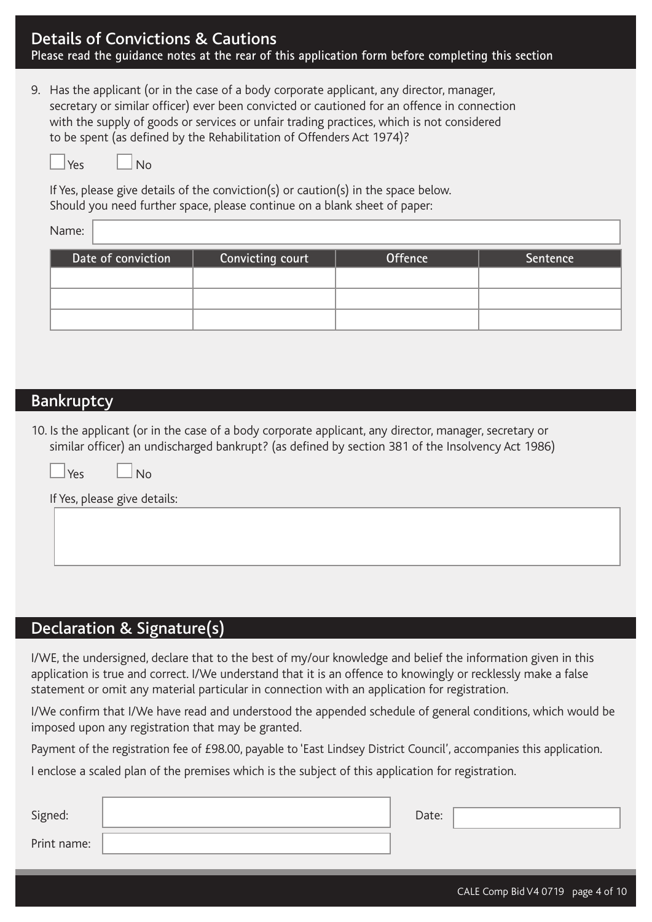## Details of Convictions & Cautions

Please read the guidance notes at the rear of this application form before completing this section

9. Has the applicant (or in the case of a body corporate applicant, any director, manager, secretary or similar officer) ever been convicted or cautioned for an offence in connection with the supply of goods or services or unfair trading practices, which is not considered to be spent (as defined by the Rehabilitation of Offenders Act 1974)?

   ☐ Yes ☐ No

   If Yes, please give details of the conviction(s) or caution(s) in the space below.
   Should you need further space, please continue on a blank sheet of paper:

   Name:

| Date of conviction | Convicting court | Offence | Sentence |
| --- | --- | --- | --- |
| | | | |
| | | | |
| | | | |

## Bankruptcy

10. Is the applicant (or in the case of a body corporate applicant, any director, manager, secretary or similar officer) an undischarged bankrupt? (as defined by section 381 of the Insolvency Act 1986)

    ☐ Yes ☐ No

    If Yes, please give details:

## Declaration & Signature(s)

I/WE, the undersigned, declare that to the best of my/our knowledge and belief the information given in this application is true and correct. I/We understand that it is an offence to knowingly or recklessly make a false statement or omit any material particular in connection with an application for registration.

I/We confirm that I/We have read and understood the appended schedule of general conditions, which would be imposed upon any registration that may be granted.

Payment of the registration fee of £98.00, payable to 'East Lindsey District Council', accompanies this application.

I enclose a scaled plan of the premises which is the subject of this application for registration.

Signed: Date:

Print name: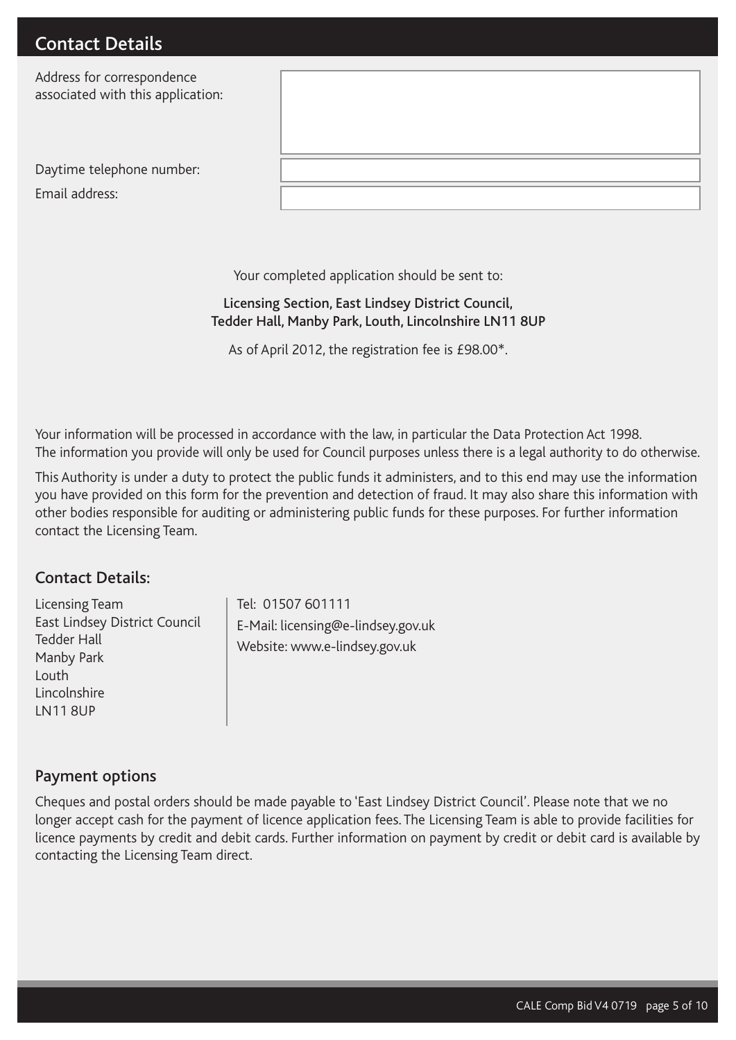## Contact Details

| | |
|---|---|
| Address for correspondence associated with this application: | |
| Daytime telephone number: | |
| Email address: | |

Your completed application should be sent to:

**Licensing Section, East Lindsey District Council, Tedder Hall, Manby Park, Louth, Lincolnshire LN11 8UP**

As of April 2012, the registration fee is £98.00*.

Your information will be processed in accordance with the law, in particular the Data Protection Act 1998. The information you provide will only be used for Council purposes unless there is a legal authority to do otherwise.

This Authority is under a duty to protect the public funds it administers, and to this end may use the information you have provided on this form for the prevention and detection of fraud. It may also share this information with other bodies responsible for auditing or administering public funds for these purposes. For further information contact the Licensing Team.

### Contact Details:

Licensing Team
East Lindsey District Council
Tedder Hall
Manby Park
Louth
Lincolnshire
LN11 8UP

Tel: 01507 601111
E-Mail: licensing@e-lindsey.gov.uk
Website: www.e-lindsey.gov.uk

### Payment options

Cheques and postal orders should be made payable to 'East Lindsey District Council'. Please note that we no longer accept cash for the payment of licence application fees. The Licensing Team is able to provide facilities for licence payments by credit and debit cards. Further information on payment by credit or debit card is available by contacting the Licensing Team direct.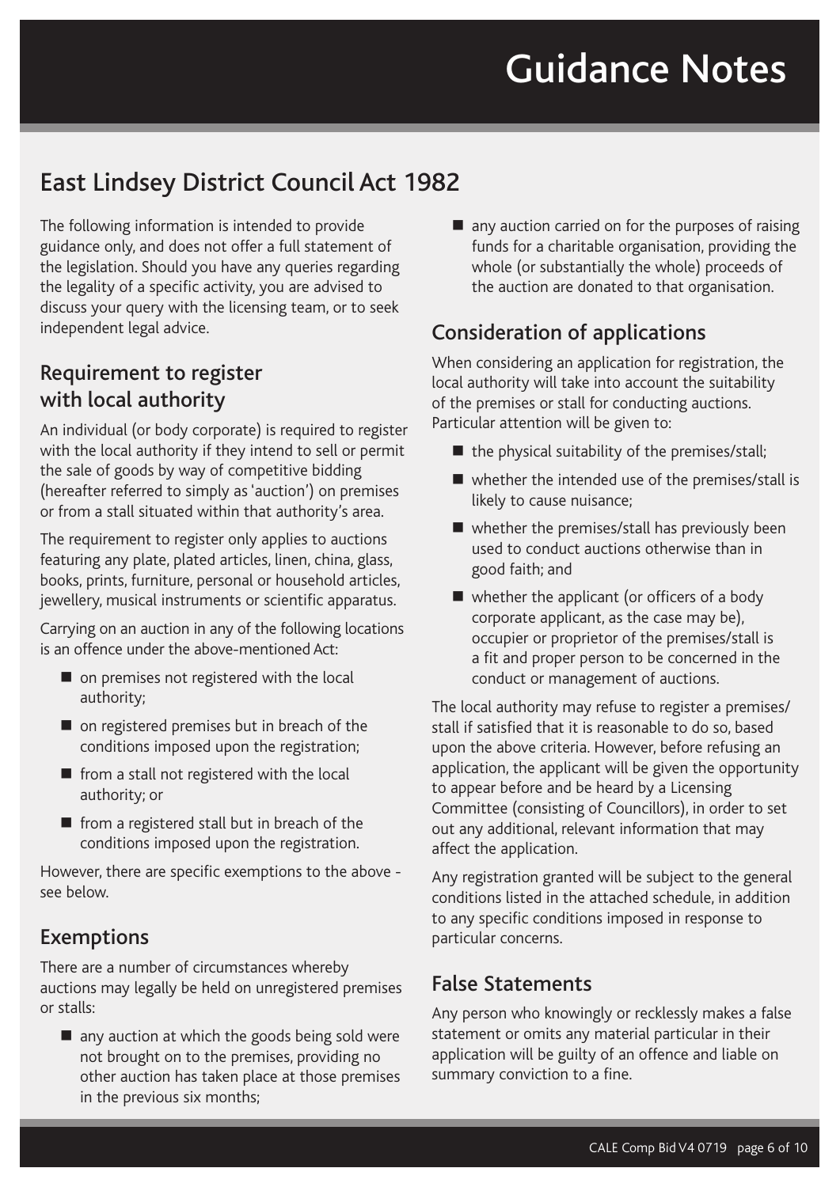# Guidance Notes

## East Lindsey District Council Act 1982

The following information is intended to provide guidance only, and does not offer a full statement of the legislation. Should you have any queries regarding the legality of a specific activity, you are advised to discuss your query with the licensing team, or to seek independent legal advice.

### Requirement to register with local authority

An individual (or body corporate) is required to register with the local authority if they intend to sell or permit the sale of goods by way of competitive bidding (hereafter referred to simply as 'auction') on premises or from a stall situated within that authority's area.

The requirement to register only applies to auctions featuring any plate, plated articles, linen, china, glass, books, prints, furniture, personal or household articles, jewellery, musical instruments or scientific apparatus.

Carrying on an auction in any of the following locations is an offence under the above-mentioned Act:

- on premises not registered with the local authority;
- on registered premises but in breach of the conditions imposed upon the registration;
- from a stall not registered with the local authority; or
- from a registered stall but in breach of the conditions imposed upon the registration.

However, there are specific exemptions to the above - see below.

### Exemptions

There are a number of circumstances whereby auctions may legally be held on unregistered premises or stalls:

- any auction at which the goods being sold were not brought on to the premises, providing no other auction has taken place at those premises in the previous six months;
- any auction carried on for the purposes of raising funds for a charitable organisation, providing the whole (or substantially the whole) proceeds of the auction are donated to that organisation.

### Consideration of applications

When considering an application for registration, the local authority will take into account the suitability of the premises or stall for conducting auctions. Particular attention will be given to:

- the physical suitability of the premises/stall;
- whether the intended use of the premises/stall is likely to cause nuisance;
- whether the premises/stall has previously been used to conduct auctions otherwise than in good faith; and
- whether the applicant (or officers of a body corporate applicant, as the case may be), occupier or proprietor of the premises/stall is a fit and proper person to be concerned in the conduct or management of auctions.

The local authority may refuse to register a premises/stall if satisfied that it is reasonable to do so, based upon the above criteria. However, before refusing an application, the applicant will be given the opportunity to appear before and be heard by a Licensing Committee (consisting of Councillors), in order to set out any additional, relevant information that may affect the application.

Any registration granted will be subject to the general conditions listed in the attached schedule, in addition to any specific conditions imposed in response to particular concerns.

### False Statements

Any person who knowingly or recklessly makes a false statement or omits any material particular in their application will be guilty of an offence and liable on summary conviction to a fine.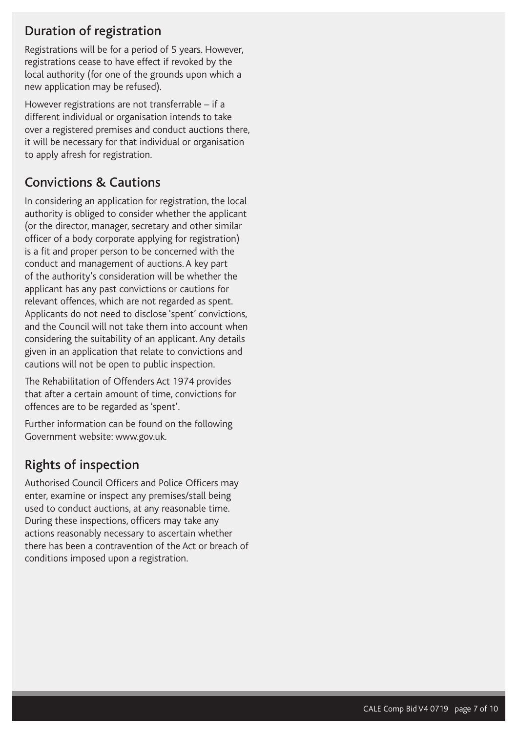## Duration of registration

Registrations will be for a period of 5 years. However, registrations cease to have effect if revoked by the local authority (for one of the grounds upon which a new application may be refused).

However registrations are not transferrable – if a different individual or organisation intends to take over a registered premises and conduct auctions there, it will be necessary for that individual or organisation to apply afresh for registration.

## Convictions & Cautions

In considering an application for registration, the local authority is obliged to consider whether the applicant (or the director, manager, secretary and other similar officer of a body corporate applying for registration) is a fit and proper person to be concerned with the conduct and management of auctions. A key part of the authority's consideration will be whether the applicant has any past convictions or cautions for relevant offences, which are not regarded as spent. Applicants do not need to disclose 'spent' convictions, and the Council will not take them into account when considering the suitability of an applicant. Any details given in an application that relate to convictions and cautions will not be open to public inspection.

The Rehabilitation of Offenders Act 1974 provides that after a certain amount of time, convictions for offences are to be regarded as 'spent'.

Further information can be found on the following Government website: www.gov.uk.

## Rights of inspection

Authorised Council Officers and Police Officers may enter, examine or inspect any premises/stall being used to conduct auctions, at any reasonable time. During these inspections, officers may take any actions reasonably necessary to ascertain whether there has been a contravention of the Act or breach of conditions imposed upon a registration.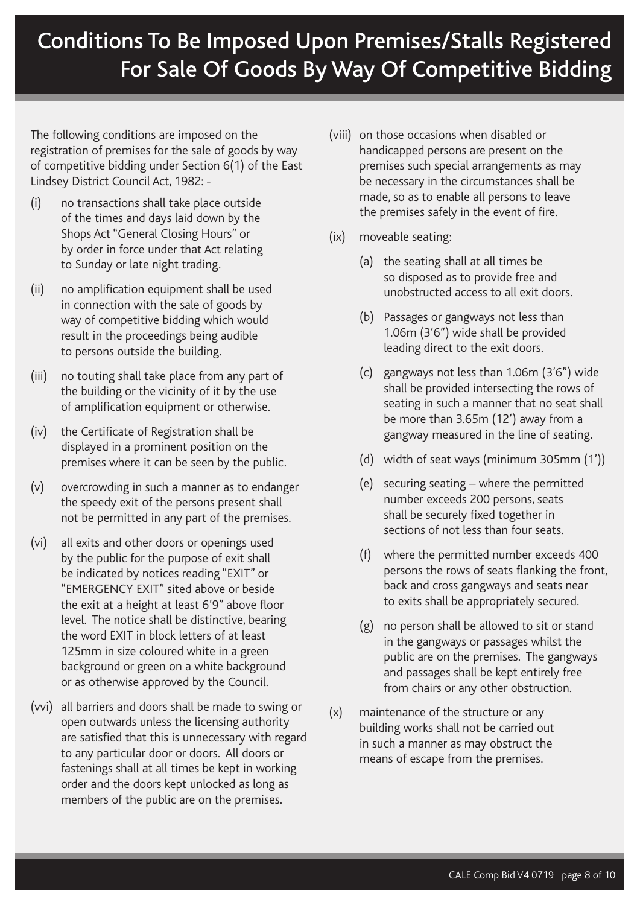# Conditions To Be Imposed Upon Premises/Stalls Registered For Sale Of Goods By Way Of Competitive Bidding

The following conditions are imposed on the registration of premises for the sale of goods by way of competitive bidding under Section 6(1) of the East Lindsey District Council Act, 1982: -

(i) no transactions shall take place outside of the times and days laid down by the Shops Act "General Closing Hours" or by order in force under that Act relating to Sunday or late night trading.

(ii) no amplification equipment shall be used in connection with the sale of goods by way of competitive bidding which would result in the proceedings being audible to persons outside the building.

(iii) no touting shall take place from any part of the building or the vicinity of it by the use of amplification equipment or otherwise.

(iv) the Certificate of Registration shall be displayed in a prominent position on the premises where it can be seen by the public.

(v) overcrowding in such a manner as to endanger the speedy exit of the persons present shall not be permitted in any part of the premises.

(vi) all exits and other doors or openings used by the public for the purpose of exit shall be indicated by notices reading "EXIT" or "EMERGENCY EXIT" sited above or beside the exit at a height at least 6'9" above floor level. The notice shall be distinctive, bearing the word EXIT in block letters of at least 125mm in size coloured white in a green background or green on a white background or as otherwise approved by the Council.

(vvi) all barriers and doors shall be made to swing or open outwards unless the licensing authority are satisfied that this is unnecessary with regard to any particular door or doors. All doors or fastenings shall at all times be kept in working order and the doors kept unlocked as long as members of the public are on the premises.

(viii) on those occasions when disabled or handicapped persons are present on the premises such special arrangements as may be necessary in the circumstances shall be made, so as to enable all persons to leave the premises safely in the event of fire.

(ix) moveable seating:

(a) the seating shall at all times be so disposed as to provide free and unobstructed access to all exit doors.

(b) Passages or gangways not less than 1.06m (3'6") wide shall be provided leading direct to the exit doors.

(c) gangways not less than 1.06m (3'6") wide shall be provided intersecting the rows of seating in such a manner that no seat shall be more than 3.65m (12') away from a gangway measured in the line of seating.

(d) width of seat ways (minimum 305mm (1'))

(e) securing seating – where the permitted number exceeds 200 persons, seats shall be securely fixed together in sections of not less than four seats.

(f) where the permitted number exceeds 400 persons the rows of seats flanking the front, back and cross gangways and seats near to exits shall be appropriately secured.

(g) no person shall be allowed to sit or stand in the gangways or passages whilst the public are on the premises. The gangways and passages shall be kept entirely free from chairs or any other obstruction.

(x) maintenance of the structure or any building works shall not be carried out in such a manner as may obstruct the means of escape from the premises.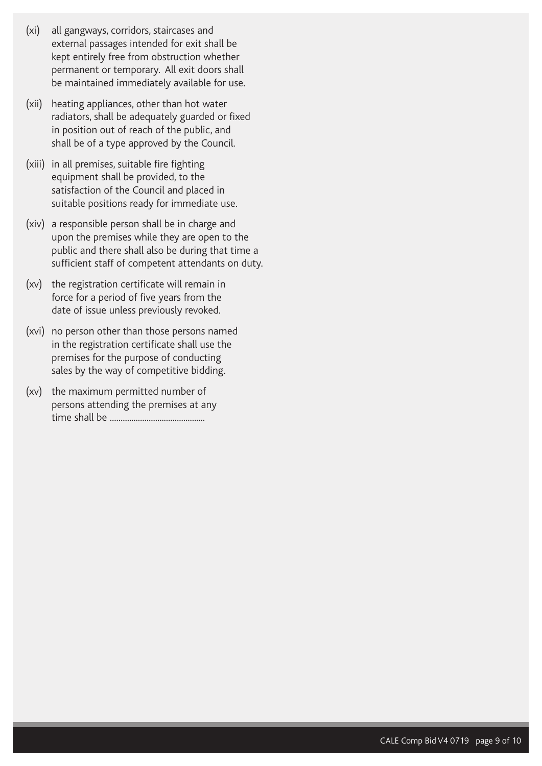(xi) all gangways, corridors, staircases and external passages intended for exit shall be kept entirely free from obstruction whether permanent or temporary. All exit doors shall be maintained immediately available for use.

(xii) heating appliances, other than hot water radiators, shall be adequately guarded or fixed in position out of reach of the public, and shall be of a type approved by the Council.

(xiii) in all premises, suitable fire fighting equipment shall be provided, to the satisfaction of the Council and placed in suitable positions ready for immediate use.

(xiv) a responsible person shall be in charge and upon the premises while they are open to the public and there shall also be during that time a sufficient staff of competent attendants on duty.

(xv) the registration certificate will remain in force for a period of five years from the date of issue unless previously revoked.

(xvi) no person other than those persons named in the registration certificate shall use the premises for the purpose of conducting sales by the way of competitive bidding.

(xv) the maximum permitted number of persons attending the premises at any time shall be ...........................................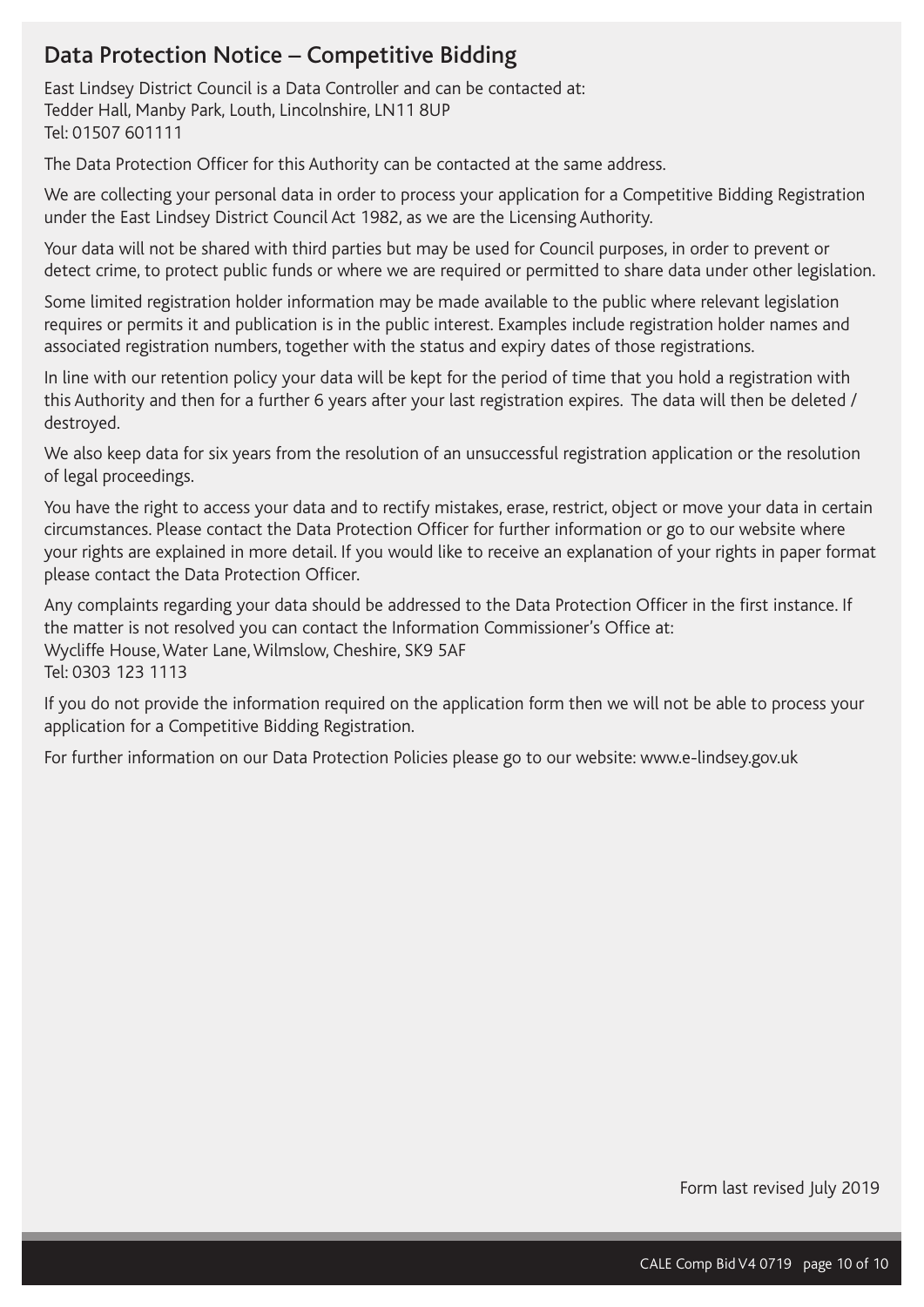## Data Protection Notice – Competitive Bidding

East Lindsey District Council is a Data Controller and can be contacted at:
Tedder Hall, Manby Park, Louth, Lincolnshire, LN11 8UP
Tel: 01507 601111

The Data Protection Officer for this Authority can be contacted at the same address.

We are collecting your personal data in order to process your application for a Competitive Bidding Registration under the East Lindsey District Council Act 1982, as we are the Licensing Authority.

Your data will not be shared with third parties but may be used for Council purposes, in order to prevent or detect crime, to protect public funds or where we are required or permitted to share data under other legislation.

Some limited registration holder information may be made available to the public where relevant legislation requires or permits it and publication is in the public interest. Examples include registration holder names and associated registration numbers, together with the status and expiry dates of those registrations.

In line with our retention policy your data will be kept for the period of time that you hold a registration with this Authority and then for a further 6 years after your last registration expires. The data will then be deleted / destroyed.

We also keep data for six years from the resolution of an unsuccessful registration application or the resolution of legal proceedings.

You have the right to access your data and to rectify mistakes, erase, restrict, object or move your data in certain circumstances. Please contact the Data Protection Officer for further information or go to our website where your rights are explained in more detail. If you would like to receive an explanation of your rights in paper format please contact the Data Protection Officer.

Any complaints regarding your data should be addressed to the Data Protection Officer in the first instance. If the matter is not resolved you can contact the Information Commissioner's Office at:
Wycliffe House, Water Lane, Wilmslow, Cheshire, SK9 5AF
Tel: 0303 123 1113

If you do not provide the information required on the application form then we will not be able to process your application for a Competitive Bidding Registration.

For further information on our Data Protection Policies please go to our website: www.e-lindsey.gov.uk

Form last revised July 2019